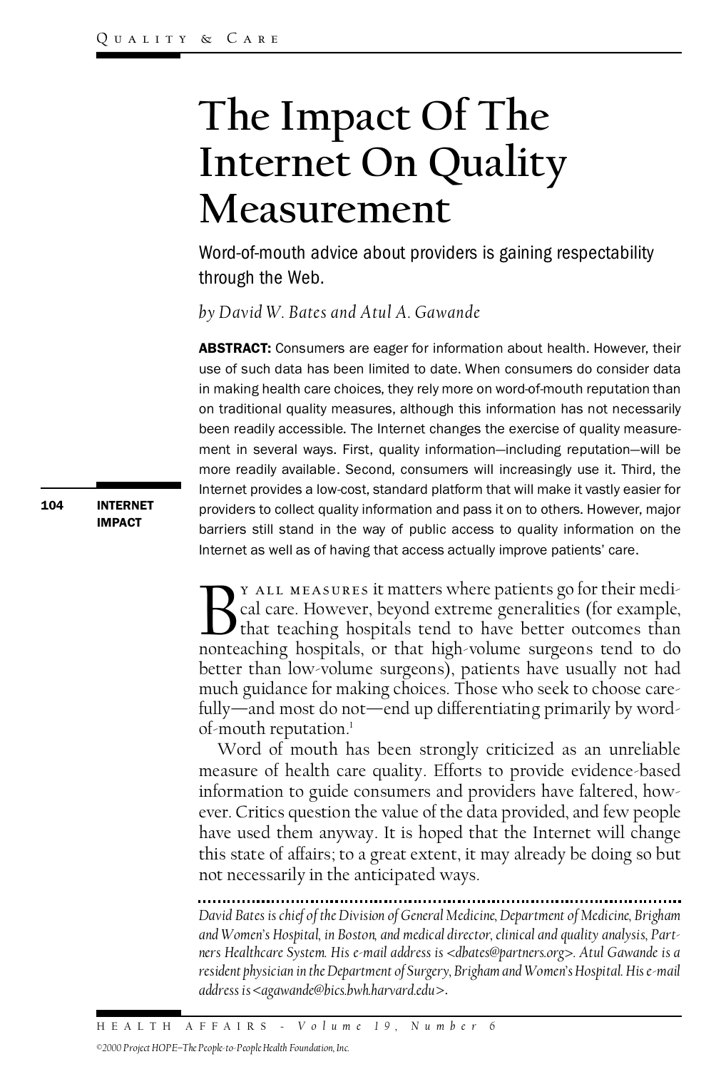# The Impact Of The Internet On Quality Measurement

Word-of-mouth advice about providers is gaining respectability through the Web.

*by David W. Bates and Atul A. Gawande*

**ABSTRACT:** Consumers are eager for information about health. However, their use of such data has been limited to date. When consumers do consider data in making health care choices, they rely more on word-of-mouth reputation than on traditional quality measures, although this information has not necessarily been readily accessible. The Internet changes the exercise of quality measurement in several ways. First, quality information—including reputation—will be more readily available. Second, consumers will increasingly use it. Third, the Internet provides a low-cost, standard platform that will make it vastly easier for providers to collect quality information and pass it on to others. However, major barriers still stand in the way of public access to quality information on the Internet as well as of having that access actually improve patients' care.

By all measures it matters where patients go for their medical care. However, beyond extreme generalities (for example, that teaching hospitals tend to have better outcomes than nonteaching hospitals, or that high-volume surgeons tend to do better than low-volume surgeons), patients have usually not had much guidance for making choices. Those who seek to choose carefully—and most do not—end up differentiating primarily by word-of-mouth reputation.[1]

Word of mouth has been strongly criticized as an unreliable measure of health care quality. Efforts to provide evidence-based information to guide consumers and providers have faltered, however. Critics question the value of the data provided, and few people have used them anyway. It is hoped that the Internet will change this state of affairs; to a great extent, it may already be doing so but not necessarily in the anticipated ways.

---

*David Bates is chief of the Division of General Medicine, Department of Medicine, Brigham and Women's Hospital, in Boston, and medical director, clinical and quality analysis, Partners Healthcare System. His e-mail address is <dbates@partners.org>. Atul Gawande is a resident physician in the Department of Surgery, Brigham and Women's Hospital. His e-mail address is <agawande@bics.bwh.harvard.edu>.*

*©2000 Project HOPE–The People-to-People Health Foundation, Inc.*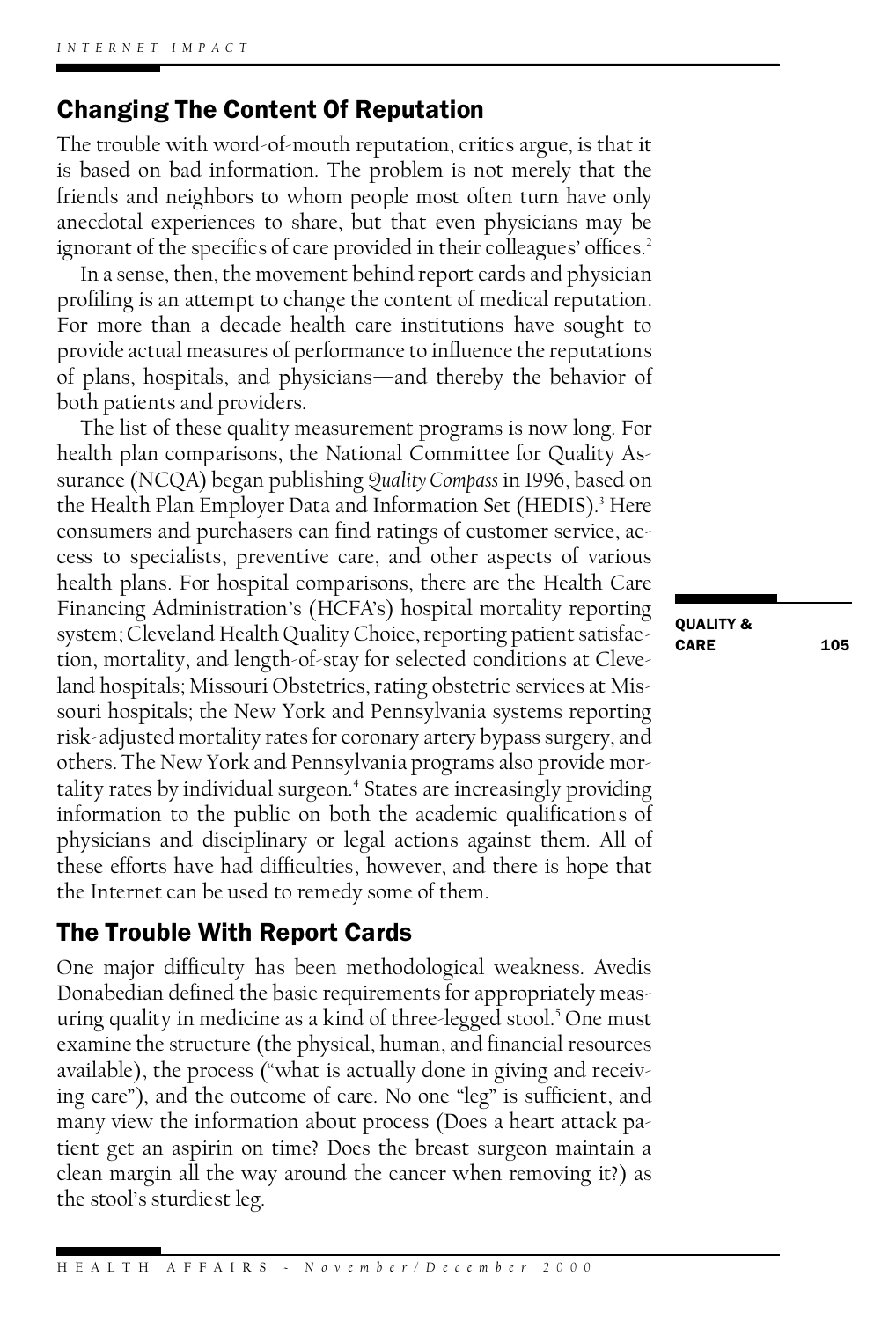## Changing The Content Of Reputation

The trouble with word-of-mouth reputation, critics argue, is that it is based on bad information. The problem is not merely that the friends and neighbors to whom people most often turn have only anecdotal experiences to share, but that even physicians may be ignorant of the specifics of care provided in their colleagues' offices.[2]

In a sense, then, the movement behind report cards and physician profiling is an attempt to change the content of medical reputation. For more than a decade health care institutions have sought to provide actual measures of performance to influence the reputations of plans, hospitals, and physicians—and thereby the behavior of both patients and providers.

The list of these quality measurement programs is now long. For health plan comparisons, the National Committee for Quality Assurance (NCQA) began publishing *Quality Compass* in 1996, based on the Health Plan Employer Data and Information Set (HEDIS).[3] Here consumers and purchasers can find ratings of customer service, access to specialists, preventive care, and other aspects of various health plans. For hospital comparisons, there are the Health Care Financing Administration's (HCFA's) hospital mortality reporting system; Cleveland Health Quality Choice, reporting patient satisfaction, mortality, and length-of-stay for selected conditions at Cleveland hospitals; Missouri Obstetrics, rating obstetric services at Missouri hospitals; the New York and Pennsylvania systems reporting risk-adjusted mortality rates for coronary artery bypass surgery, and others. The New York and Pennsylvania programs also provide mortality rates by individual surgeon.[4] States are increasingly providing information to the public on both the academic qualifications of physicians and disciplinary or legal actions against them. All of these efforts have had difficulties, however, and there is hope that the Internet can be used to remedy some of them.

## The Trouble With Report Cards

One major difficulty has been methodological weakness. Avedis Donabedian defined the basic requirements for appropriately measuring quality in medicine as a kind of three-legged stool.[5] One must examine the structure (the physical, human, and financial resources available), the process ("what is actually done in giving and receiving care"), and the outcome of care. No one "leg" is sufficient, and many view the information about process (Does a heart attack patient get an aspirin on time? Does the breast surgeon maintain a clean margin all the way around the cancer when removing it?) as the stool's sturdiest leg.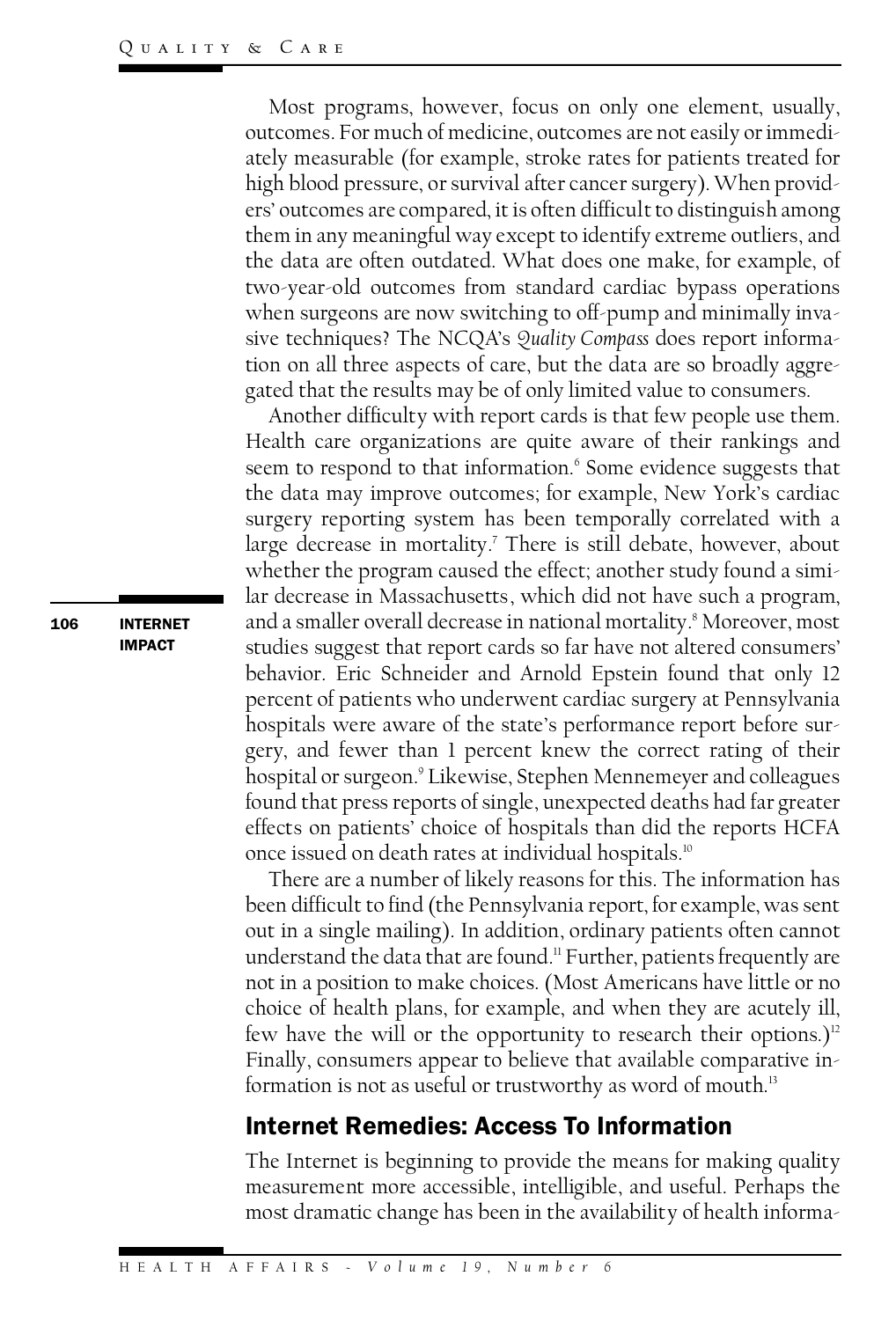Most programs, however, focus on only one element, usually, outcomes. For much of medicine, outcomes are not easily or immediately measurable (for example, stroke rates for patients treated for high blood pressure, or survival after cancer surgery). When providers' outcomes are compared, it is often difficult to distinguish among them in any meaningful way except to identify extreme outliers, and the data are often outdated. What does one make, for example, of two-year-old outcomes from standard cardiac bypass operations when surgeons are now switching to off-pump and minimally invasive techniques? The NCQA's *Quality Compass* does report information on all three aspects of care, but the data are so broadly aggregated that the results may be of only limited value to consumers.

Another difficulty with report cards is that few people use them. Health care organizations are quite aware of their rankings and seem to respond to that information.[6] Some evidence suggests that the data may improve outcomes; for example, New York's cardiac surgery reporting system has been temporally correlated with a large decrease in mortality.[7] There is still debate, however, about whether the program caused the effect; another study found a similar decrease in Massachusetts, which did not have such a program, and a smaller overall decrease in national mortality.[8] Moreover, most studies suggest that report cards so far have not altered consumers' behavior. Eric Schneider and Arnold Epstein found that only 12 percent of patients who underwent cardiac surgery at Pennsylvania hospitals were aware of the state's performance report before surgery, and fewer than 1 percent knew the correct rating of their hospital or surgeon.[9] Likewise, Stephen Mennemeyer and colleagues found that press reports of single, unexpected deaths had far greater effects on patients' choice of hospitals than did the reports HCFA once issued on death rates at individual hospitals.[10]

There are a number of likely reasons for this. The information has been difficult to find (the Pennsylvania report, for example, was sent out in a single mailing). In addition, ordinary patients often cannot understand the data that are found.[11] Further, patients frequently are not in a position to make choices. (Most Americans have little or no choice of health plans, for example, and when they are acutely ill, few have the will or the opportunity to research their options.)[12] Finally, consumers appear to believe that available comparative information is not as useful or trustworthy as word of mouth.[13]

## Internet Remedies: Access To Information

The Internet is beginning to provide the means for making quality measurement more accessible, intelligible, and useful. Perhaps the most dramatic change has been in the availability of health informa-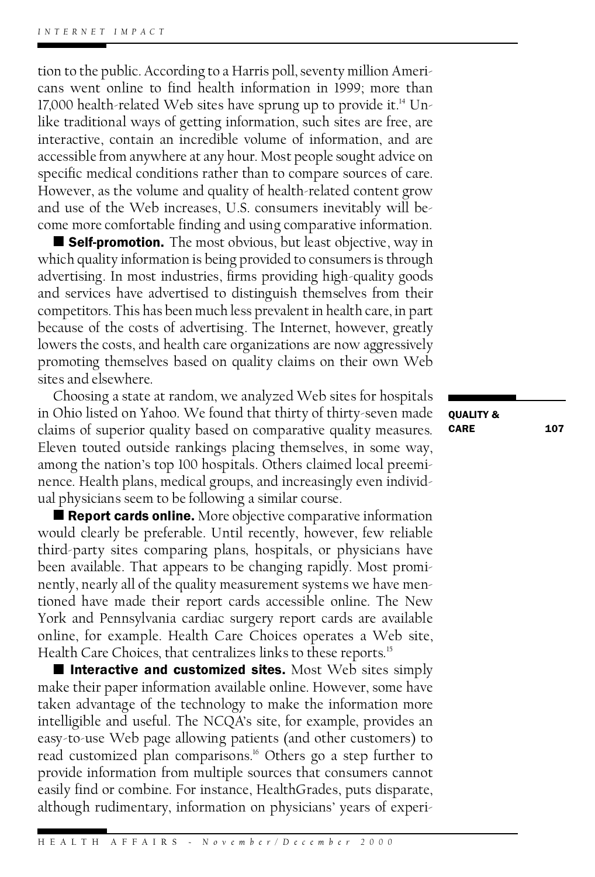tion to the public. According to a Harris poll, seventy million Americans went online to find health information in 1999; more than 17,000 health-related Web sites have sprung up to provide it.[14] Unlike traditional ways of getting information, such sites are free, are interactive, contain an incredible volume of information, and are accessible from anywhere at any hour. Most people sought advice on specific medical conditions rather than to compare sources of care. However, as the volume and quality of health-related content grow and use of the Web increases, U.S. consumers inevitably will become more comfortable finding and using comparative information.

■ **Self-promotion.** The most obvious, but least objective, way in which quality information is being provided to consumers is through advertising. In most industries, firms providing high-quality goods and services have advertised to distinguish themselves from their competitors. This has been much less prevalent in health care, in part because of the costs of advertising. The Internet, however, greatly lowers the costs, and health care organizations are now aggressively promoting themselves based on quality claims on their own Web sites and elsewhere.

Choosing a state at random, we analyzed Web sites for hospitals in Ohio listed on Yahoo. We found that thirty of thirty-seven made claims of superior quality based on comparative quality measures. Eleven touted outside rankings placing themselves, in some way, among the nation's top 100 hospitals. Others claimed local preeminence. Health plans, medical groups, and increasingly even individual physicians seem to be following a similar course.

■ **Report cards online.** More objective comparative information would clearly be preferable. Until recently, however, few reliable third-party sites comparing plans, hospitals, or physicians have been available. That appears to be changing rapidly. Most prominently, nearly all of the quality measurement systems we have mentioned have made their report cards accessible online. The New York and Pennsylvania cardiac surgery report cards are available online, for example. Health Care Choices operates a Web site, Health Care Choices, that centralizes links to these reports.[15]

■ **Interactive and customized sites.** Most Web sites simply make their paper information available online. However, some have taken advantage of the technology to make the information more intelligible and useful. The NCQA's site, for example, provides an easy-to-use Web page allowing patients (and other customers) to read customized plan comparisons.[16] Others go a step further to provide information from multiple sources that consumers cannot easily find or combine. For instance, HealthGrades, puts disparate, although rudimentary, information on physicians' years of experi-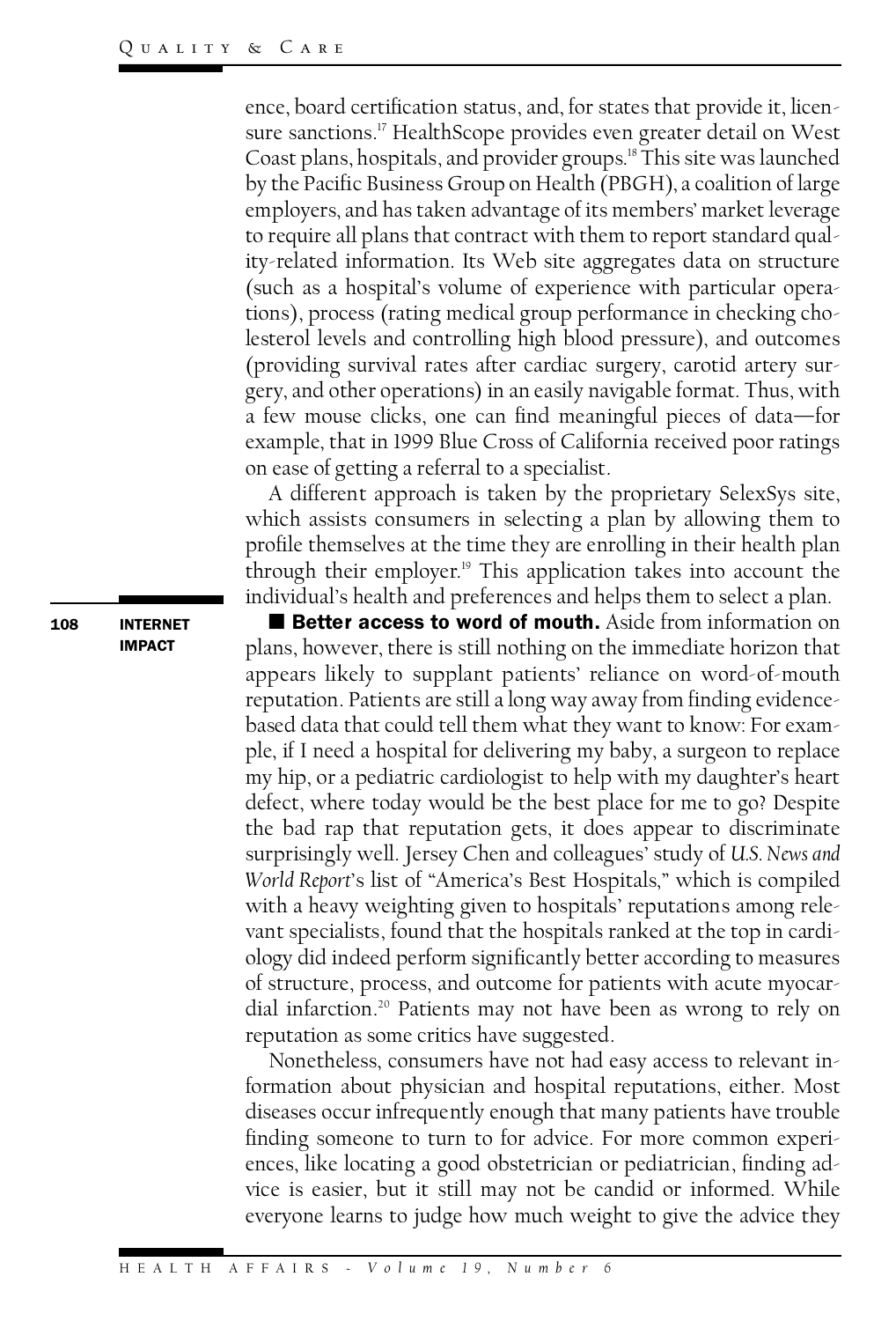ence, board certification status, and, for states that provide it, licensure sanctions.[17] HealthScope provides even greater detail on West Coast plans, hospitals, and provider groups.[18] This site was launched by the Pacific Business Group on Health (PBGH), a coalition of large employers, and has taken advantage of its members' market leverage to require all plans that contract with them to report standard quality-related information. Its Web site aggregates data on structure (such as a hospital's volume of experience with particular operations), process (rating medical group performance in checking cholesterol levels and controlling high blood pressure), and outcomes (providing survival rates after cardiac surgery, carotid artery surgery, and other operations) in an easily navigable format. Thus, with a few mouse clicks, one can find meaningful pieces of data—for example, that in 1999 Blue Cross of California received poor ratings on ease of getting a referral to a specialist.

A different approach is taken by the proprietary SelexSys site, which assists consumers in selecting a plan by allowing them to profile themselves at the time they are enrolling in their health plan through their employer.[19] This application takes into account the individual's health and preferences and helps them to select a plan.

■ **Better access to word of mouth.** Aside from information on plans, however, there is still nothing on the immediate horizon that appears likely to supplant patients' reliance on word-of-mouth reputation. Patients are still a long way away from finding evidence-based data that could tell them what they want to know: For example, if I need a hospital for delivering my baby, a surgeon to replace my hip, or a pediatric cardiologist to help with my daughter's heart defect, where today would be the best place for me to go? Despite the bad rap that reputation gets, it does appear to discriminate surprisingly well. Jersey Chen and colleagues' study of *U.S. News and World Report*'s list of "America's Best Hospitals," which is compiled with a heavy weighting given to hospitals' reputations among relevant specialists, found that the hospitals ranked at the top in cardiology did indeed perform significantly better according to measures of structure, process, and outcome for patients with acute myocardial infarction.[20] Patients may not have been as wrong to rely on reputation as some critics have suggested.

Nonetheless, consumers have not had easy access to relevant information about physician and hospital reputations, either. Most diseases occur infrequently enough that many patients have trouble finding someone to turn to for advice. For more common experiences, like locating a good obstetrician or pediatrician, finding advice is easier, but it still may not be candid or informed. While everyone learns to judge how much weight to give the advice they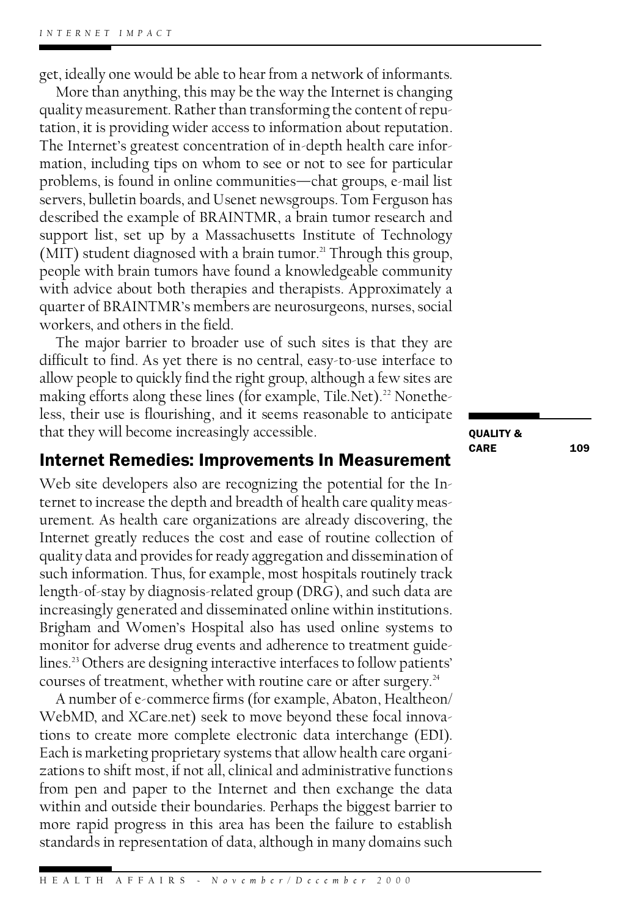get, ideally one would be able to hear from a network of informants.

More than anything, this may be the way the Internet is changing quality measurement. Rather than transforming the content of reputation, it is providing wider access to information about reputation. The Internet's greatest concentration of in-depth health care information, including tips on whom to see or not to see for particular problems, is found in online communities—chat groups, e-mail list servers, bulletin boards, and Usenet newsgroups. Tom Ferguson has described the example of BRAINTMR, a brain tumor research and support list, set up by a Massachusetts Institute of Technology (MIT) student diagnosed with a brain tumor.[21] Through this group, people with brain tumors have found a knowledgeable community with advice about both therapies and therapists. Approximately a quarter of BRAINTMR's members are neurosurgeons, nurses, social workers, and others in the field.

The major barrier to broader use of such sites is that they are difficult to find. As yet there is no central, easy-to-use interface to allow people to quickly find the right group, although a few sites are making efforts along these lines (for example, Tile.Net).[22] Nonetheless, their use is flourishing, and it seems reasonable to anticipate that they will become increasingly accessible.

## Internet Remedies: Improvements In Measurement

Web site developers also are recognizing the potential for the Internet to increase the depth and breadth of health care quality measurement. As health care organizations are already discovering, the Internet greatly reduces the cost and ease of routine collection of quality data and provides for ready aggregation and dissemination of such information. Thus, for example, most hospitals routinely track length-of-stay by diagnosis-related group (DRG), and such data are increasingly generated and disseminated online within institutions. Brigham and Women's Hospital also has used online systems to monitor for adverse drug events and adherence to treatment guidelines.[23] Others are designing interactive interfaces to follow patients' courses of treatment, whether with routine care or after surgery.[24]

A number of e-commerce firms (for example, Abaton, Healtheon/WebMD, and XCare.net) seek to move beyond these focal innovations to create more complete electronic data interchange (EDI). Each is marketing proprietary systems that allow health care organizations to shift most, if not all, clinical and administrative functions from pen and paper to the Internet and then exchange the data within and outside their boundaries. Perhaps the biggest barrier to more rapid progress in this area has been the failure to establish standards in representation of data, although in many domains such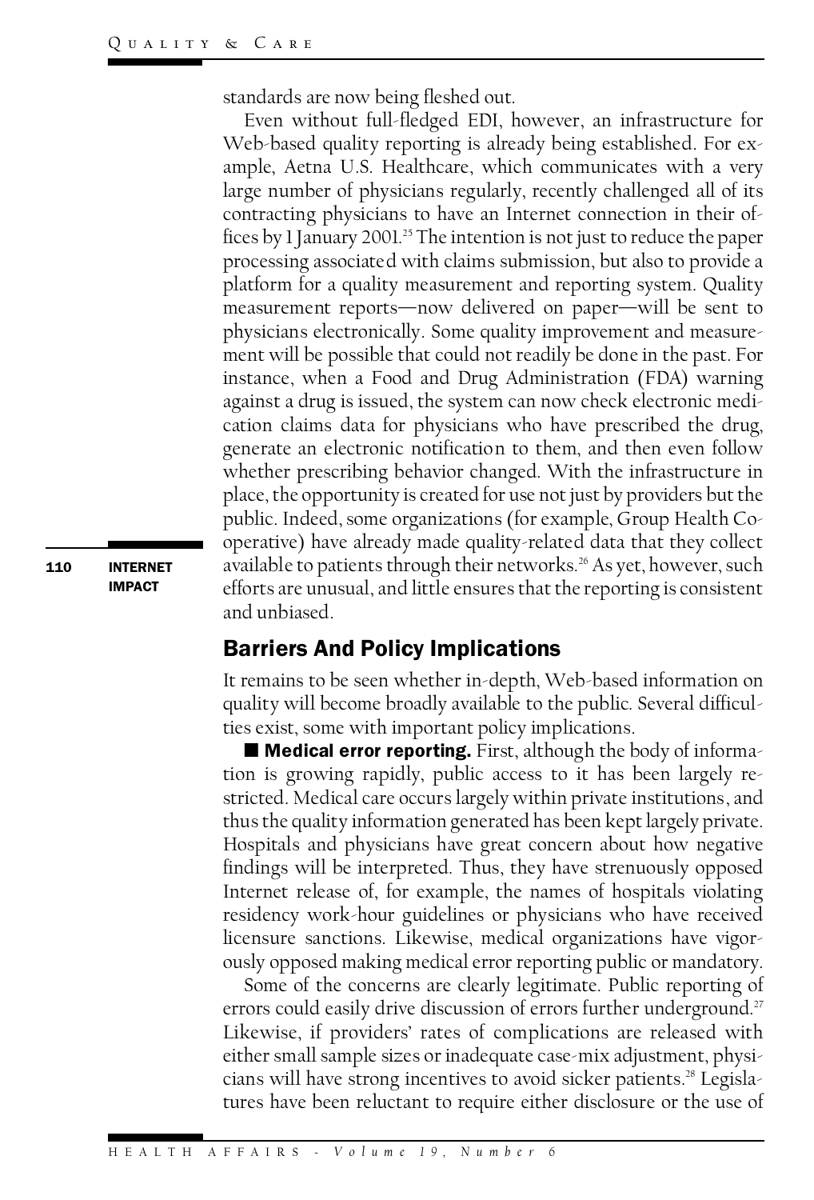standards are now being fleshed out.

Even without full-fledged EDI, however, an infrastructure for Web-based quality reporting is already being established. For example, Aetna U.S. Healthcare, which communicates with a very large number of physicians regularly, recently challenged all of its contracting physicians to have an Internet connection in their offices by 1 January 2001.[25] The intention is not just to reduce the paper processing associated with claims submission, but also to provide a platform for a quality measurement and reporting system. Quality measurement reports—now delivered on paper—will be sent to physicians electronically. Some quality improvement and measurement will be possible that could not readily be done in the past. For instance, when a Food and Drug Administration (FDA) warning against a drug is issued, the system can now check electronic medication claims data for physicians who have prescribed the drug, generate an electronic notification to them, and then even follow whether prescribing behavior changed. With the infrastructure in place, the opportunity is created for use not just by providers but the public. Indeed, some organizations (for example, Group Health Cooperative) have already made quality-related data that they collect available to patients through their networks.[26] As yet, however, such efforts are unusual, and little ensures that the reporting is consistent and unbiased.

## Barriers And Policy Implications

It remains to be seen whether in-depth, Web-based information on quality will become broadly available to the public. Several difficulties exist, some with important policy implications.

■ **Medical error reporting.** First, although the body of information is growing rapidly, public access to it has been largely restricted. Medical care occurs largely within private institutions, and thus the quality information generated has been kept largely private. Hospitals and physicians have great concern about how negative findings will be interpreted. Thus, they have strenuously opposed Internet release of, for example, the names of hospitals violating residency work-hour guidelines or physicians who have received licensure sanctions. Likewise, medical organizations have vigorously opposed making medical error reporting public or mandatory.

Some of the concerns are clearly legitimate. Public reporting of errors could easily drive discussion of errors further underground.[27] Likewise, if providers' rates of complications are released with either small sample sizes or inadequate case-mix adjustment, physicians will have strong incentives to avoid sicker patients.[28] Legislatures have been reluctant to require either disclosure or the use of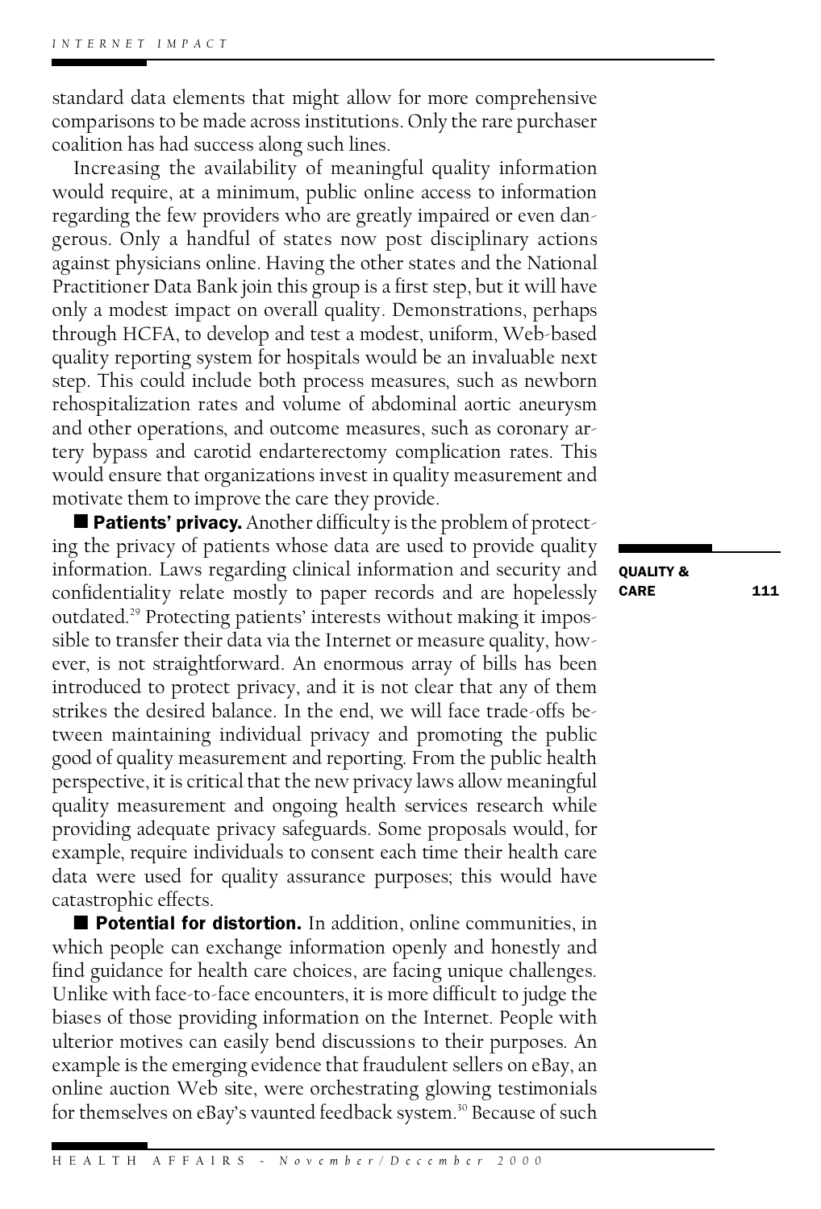standard data elements that might allow for more comprehensive comparisons to be made across institutions. Only the rare purchaser coalition has had success along such lines.

Increasing the availability of meaningful quality information would require, at a minimum, public online access to information regarding the few providers who are greatly impaired or even dangerous. Only a handful of states now post disciplinary actions against physicians online. Having the other states and the National Practitioner Data Bank join this group is a first step, but it will have only a modest impact on overall quality. Demonstrations, perhaps through HCFA, to develop and test a modest, uniform, Web-based quality reporting system for hospitals would be an invaluable next step. This could include both process measures, such as newborn rehospitalization rates and volume of abdominal aortic aneurysm and other operations, and outcome measures, such as coronary artery bypass and carotid endarterectomy complication rates. This would ensure that organizations invest in quality measurement and motivate them to improve the care they provide.

■ **Patients' privacy.** Another difficulty is the problem of protecting the privacy of patients whose data are used to provide quality information. Laws regarding clinical information and security and confidentiality relate mostly to paper records and are hopelessly outdated.[29] Protecting patients' interests without making it impossible to transfer their data via the Internet or measure quality, however, is not straightforward. An enormous array of bills has been introduced to protect privacy, and it is not clear that any of them strikes the desired balance. In the end, we will face trade-offs between maintaining individual privacy and promoting the public good of quality measurement and reporting. From the public health perspective, it is critical that the new privacy laws allow meaningful quality measurement and ongoing health services research while providing adequate privacy safeguards. Some proposals would, for example, require individuals to consent each time their health care data were used for quality assurance purposes; this would have catastrophic effects.

■ **Potential for distortion.** In addition, online communities, in which people can exchange information openly and honestly and find guidance for health care choices, are facing unique challenges. Unlike with face-to-face encounters, it is more difficult to judge the biases of those providing information on the Internet. People with ulterior motives can easily bend discussions to their purposes. An example is the emerging evidence that fraudulent sellers on eBay, an online auction Web site, were orchestrating glowing testimonials for themselves on eBay's vaunted feedback system.[30] Because of such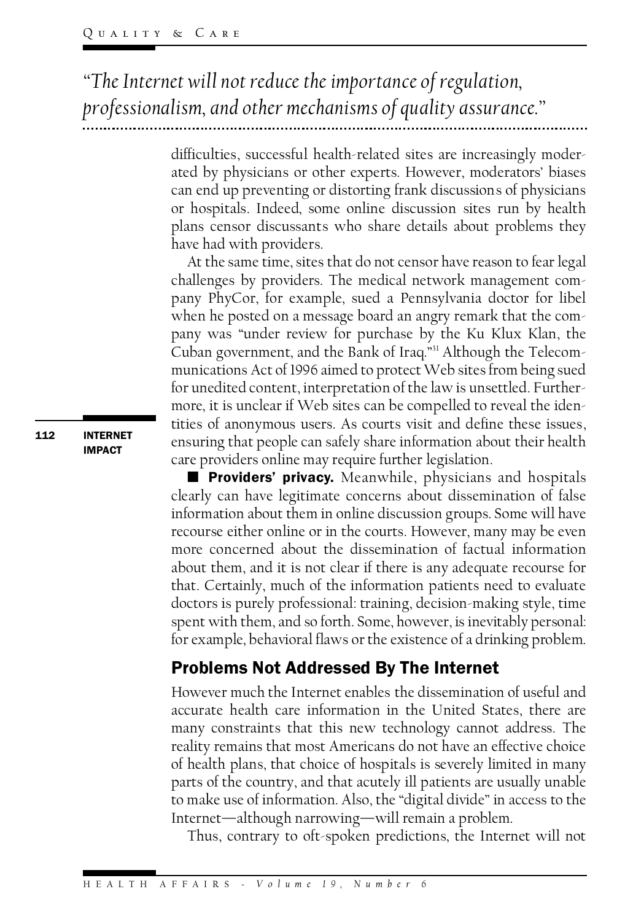*"The Internet will not reduce the importance of regulation, professionalism, and other mechanisms of quality assurance."*

difficulties, successful health-related sites are increasingly moderated by physicians or other experts. However, moderators' biases can end up preventing or distorting frank discussions of physicians or hospitals. Indeed, some online discussion sites run by health plans censor discussants who share details about problems they have had with providers.

At the same time, sites that do not censor have reason to fear legal challenges by providers. The medical network management company PhyCor, for example, sued a Pennsylvania doctor for libel when he posted on a message board an angry remark that the company was "under review for purchase by the Ku Klux Klan, the Cuban government, and the Bank of Iraq."[31] Although the Telecommunications Act of 1996 aimed to protect Web sites from being sued for unedited content, interpretation of the law is unsettled. Furthermore, it is unclear if Web sites can be compelled to reveal the identities of anonymous users. As courts visit and define these issues, ensuring that people can safely share information about their health care providers online may require further legislation.

■ **Providers' privacy.** Meanwhile, physicians and hospitals clearly can have legitimate concerns about dissemination of false information about them in online discussion groups. Some will have recourse either online or in the courts. However, many may be even more concerned about the dissemination of factual information about them, and it is not clear if there is any adequate recourse for that. Certainly, much of the information patients need to evaluate doctors is purely professional: training, decision-making style, time spent with them, and so forth. Some, however, is inevitably personal: for example, behavioral flaws or the existence of a drinking problem.

## Problems Not Addressed By The Internet

However much the Internet enables the dissemination of useful and accurate health care information in the United States, there are many constraints that this new technology cannot address. The reality remains that most Americans do not have an effective choice of health plans, that choice of hospitals is severely limited in many parts of the country, and that acutely ill patients are usually unable to make use of information. Also, the "digital divide" in access to the Internet—although narrowing—will remain a problem.

Thus, contrary to oft-spoken predictions, the Internet will not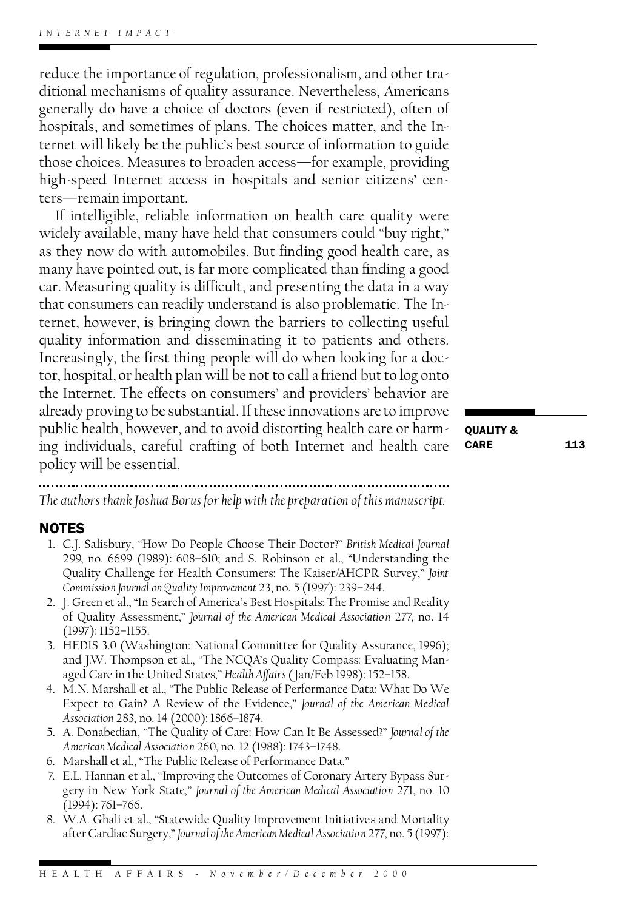reduce the importance of regulation, professionalism, and other traditional mechanisms of quality assurance. Nevertheless, Americans generally do have a choice of doctors (even if restricted), often of hospitals, and sometimes of plans. The choices matter, and the Internet will likely be the public's best source of information to guide those choices. Measures to broaden access—for example, providing high-speed Internet access in hospitals and senior citizens' centers—remain important.

If intelligible, reliable information on health care quality were widely available, many have held that consumers could "buy right," as they now do with automobiles. But finding good health care, as many have pointed out, is far more complicated than finding a good car. Measuring quality is difficult, and presenting the data in a way that consumers can readily understand is also problematic. The Internet, however, is bringing down the barriers to collecting useful quality information and disseminating it to patients and others. Increasingly, the first thing people will do when looking for a doctor, hospital, or health plan will be not to call a friend but to log onto the Internet. The effects on consumers' and providers' behavior are already proving to be substantial. If these innovations are to improve public health, however, and to avoid distorting health care or harming individuals, careful crafting of both Internet and health care policy will be essential.

*The authors thank Joshua Borus for help with the preparation of this manuscript.*

## NOTES

1. C.J. Salisbury, "How Do People Choose Their Doctor?" *British Medical Journal* 299, no. 6699 (1989): 608–610; and S. Robinson et al., "Understanding the Quality Challenge for Health Consumers: The Kaiser/AHCPR Survey," *Joint Commission Journal on Quality Improvement* 23, no. 5 (1997): 239–244.
2. J. Green et al., "In Search of America's Best Hospitals: The Promise and Reality of Quality Assessment," *Journal of the American Medical Association* 277, no. 14 (1997): 1152–1155.
3. HEDIS 3.0 (Washington: National Committee for Quality Assurance, 1996); and J.W. Thompson et al., "The NCQA's Quality Compass: Evaluating Managed Care in the United States," *Health Affairs* (Jan/Feb 1998): 152–158.
4. M.N. Marshall et al., "The Public Release of Performance Data: What Do We Expect to Gain? A Review of the Evidence," *Journal of the American Medical Association* 283, no. 14 (2000): 1866–1874.
5. A. Donabedian, "The Quality of Care: How Can It Be Assessed?" *Journal of the American Medical Association* 260, no. 12 (1988): 1743–1748.
6. Marshall et al., "The Public Release of Performance Data."
7. E.L. Hannan et al., "Improving the Outcomes of Coronary Artery Bypass Surgery in New York State," *Journal of the American Medical Association* 271, no. 10 (1994): 761–766.
8. W.A. Ghali et al., "Statewide Quality Improvement Initiatives and Mortality after Cardiac Surgery," *Journal of the American Medical Association* 277, no. 5 (1997):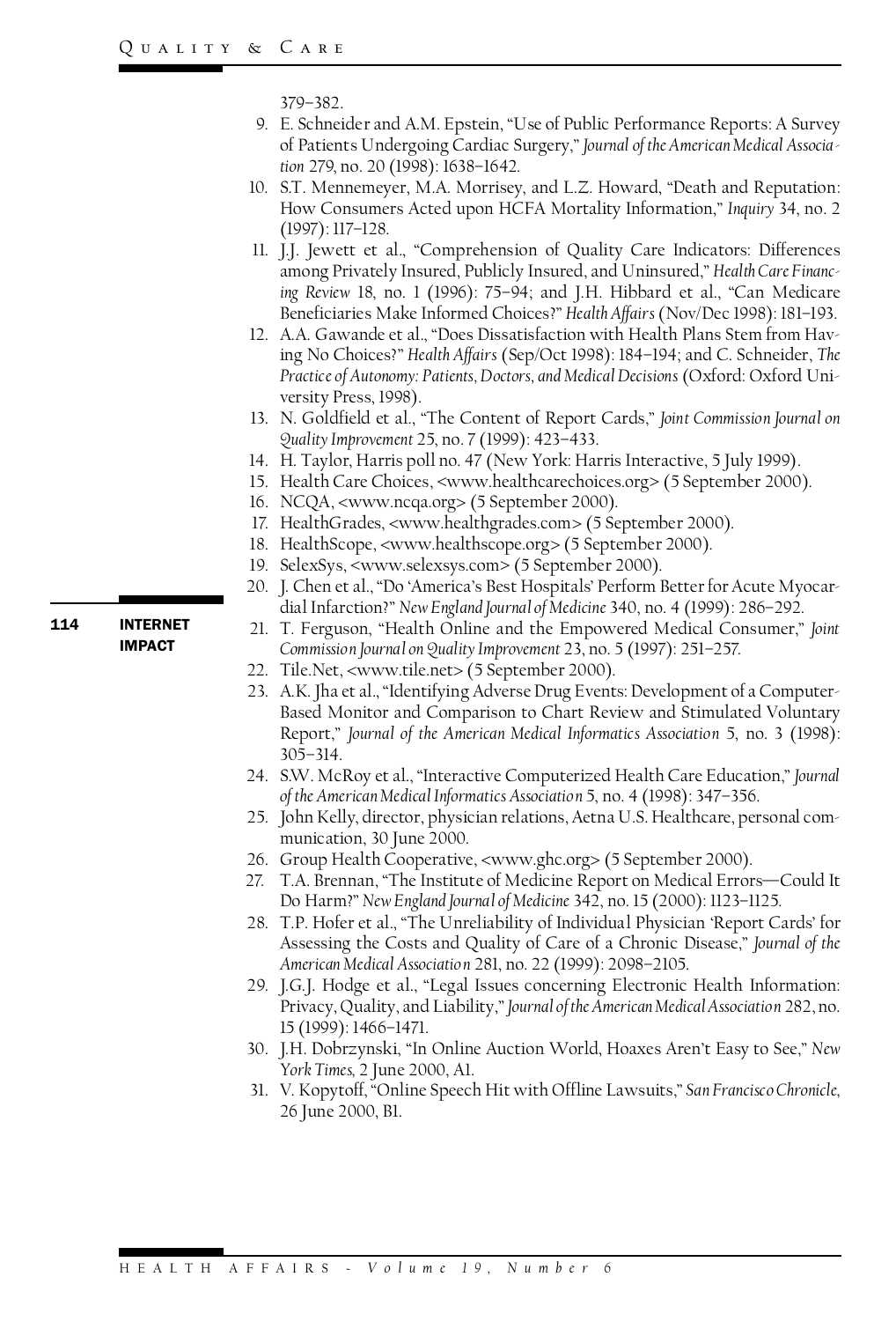379–382.

9. E. Schneider and A.M. Epstein, "Use of Public Performance Reports: A Survey of Patients Undergoing Cardiac Surgery," *Journal of the American Medical Association* 279, no. 20 (1998): 1638–1642.
10. S.T. Mennemeyer, M.A. Morrisey, and L.Z. Howard, "Death and Reputation: How Consumers Acted upon HCFA Mortality Information," *Inquiry* 34, no. 2 (1997): 117–128.
11. J.J. Jewett et al., "Comprehension of Quality Care Indicators: Differences among Privately Insured, Publicly Insured, and Uninsured," *Health Care Financing Review* 18, no. 1 (1996): 75–94; and J.H. Hibbard et al., "Can Medicare Beneficiaries Make Informed Choices?" *Health Affairs* (Nov/Dec 1998): 181–193.
12. A.A. Gawande et al., "Does Dissatisfaction with Health Plans Stem from Having No Choices?" *Health Affairs* (Sep/Oct 1998): 184–194; and C. Schneider, *The Practice of Autonomy: Patients, Doctors, and Medical Decisions* (Oxford: Oxford University Press, 1998).
13. N. Goldfield et al., "The Content of Report Cards," *Joint Commission Journal on Quality Improvement* 25, no. 7 (1999): 423–433.
14. H. Taylor, Harris poll no. 47 (New York: Harris Interactive, 5 July 1999).
15. Health Care Choices, <www.healthcarechoices.org> (5 September 2000).
16. NCQA, <www.ncqa.org> (5 September 2000).
17. HealthGrades, <www.healthgrades.com> (5 September 2000).
18. HealthScope, <www.healthscope.org> (5 September 2000).
19. SelexSys, <www.selexsys.com> (5 September 2000).
20. J. Chen et al., "Do 'America's Best Hospitals' Perform Better for Acute Myocardial Infarction?" *New England Journal of Medicine* 340, no. 4 (1999): 286–292.
21. T. Ferguson, "Health Online and the Empowered Medical Consumer," *Joint Commission Journal on Quality Improvement* 23, no. 5 (1997): 251–257.
22. Tile.Net, <www.tile.net> (5 September 2000).
23. A.K. Jha et al., "Identifying Adverse Drug Events: Development of a Computer-Based Monitor and Comparison to Chart Review and Stimulated Voluntary Report," *Journal of the American Medical Informatics Association* 5, no. 3 (1998): 305–314.
24. S.W. McRoy et al., "Interactive Computerized Health Care Education," *Journal of the American Medical Informatics Association* 5, no. 4 (1998): 347–356.
25. John Kelly, director, physician relations, Aetna U.S. Healthcare, personal communication, 30 June 2000.
26. Group Health Cooperative, <www.ghc.org> (5 September 2000).
27. T.A. Brennan, "The Institute of Medicine Report on Medical Errors—Could It Do Harm?" *New England Journal of Medicine* 342, no. 15 (2000): 1123–1125.
28. T.P. Hofer et al., "The Unreliability of Individual Physician 'Report Cards' for Assessing the Costs and Quality of Care of a Chronic Disease," *Journal of the American Medical Association* 281, no. 22 (1999): 2098–2105.
29. J.G.J. Hodge et al., "Legal Issues concerning Electronic Health Information: Privacy, Quality, and Liability," *Journal of the American Medical Association* 282, no. 15 (1999): 1466–1471.
30. J.H. Dobrzynski, "In Online Auction World, Hoaxes Aren't Easy to See," *New York Times*, 2 June 2000, A1.
31. V. Kopytoff, "Online Speech Hit with Offline Lawsuits," *San Francisco Chronicle*, 26 June 2000, B1.